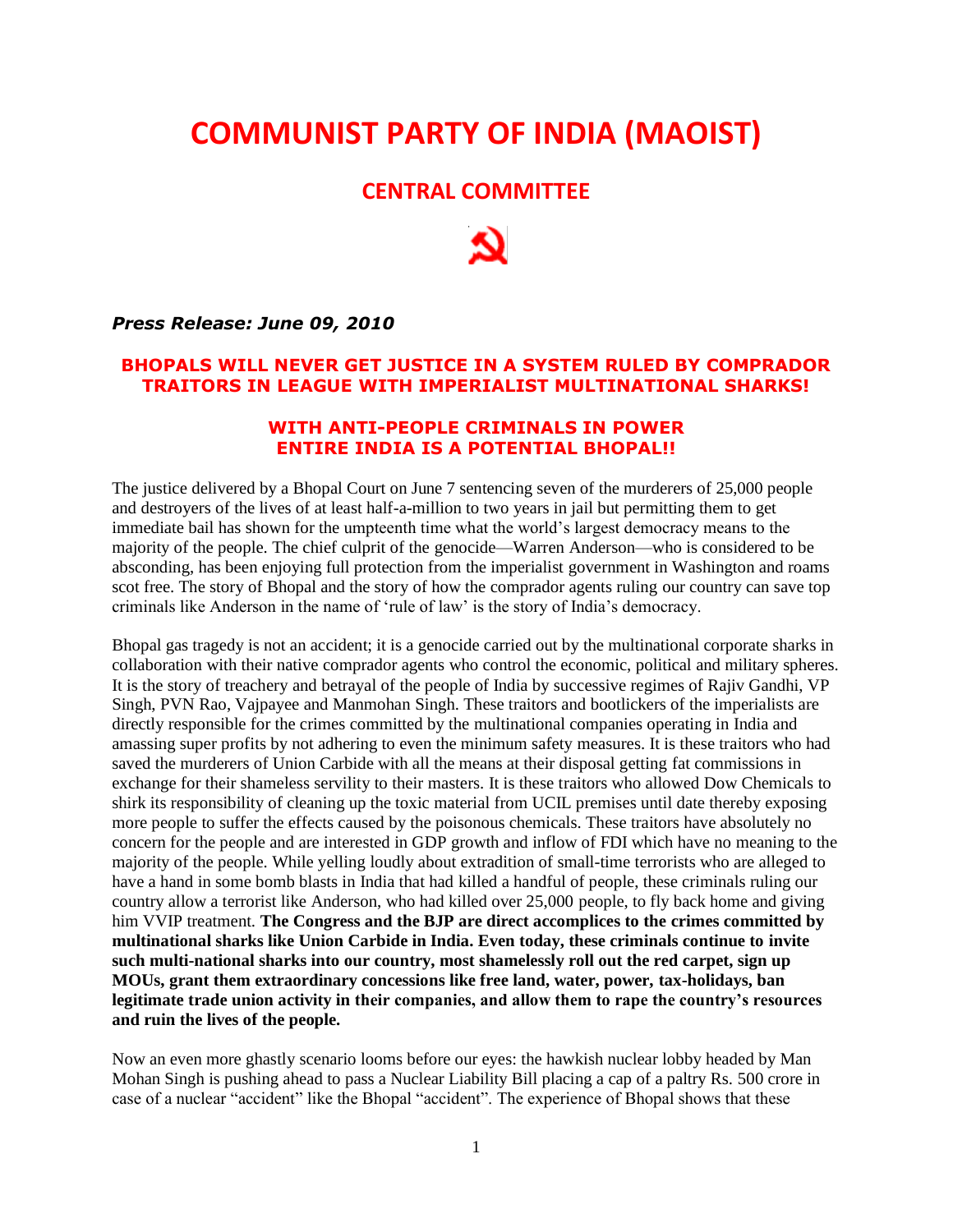# COMMUNIST PARTY OF INDIA (MAOIST)

## CENTRAL COMMITTEE

***Press Release: June 09, 2010***

### BHOPALS WILL NEVER GET JUSTICE IN A SYSTEM RULED BY COMPRADOR TRAITORS IN LEAGUE WITH IMPERIALIST MULTINATIONAL SHARKS!

### WITH ANTI-PEOPLE CRIMINALS IN POWER ENTIRE INDIA IS A POTENTIAL BHOPAL!!

The justice delivered by a Bhopal Court on June 7 sentencing seven of the murderers of 25,000 people and destroyers of the lives of at least half-a-million to two years in jail but permitting them to get immediate bail has shown for the umpteenth time what the world's largest democracy means to the majority of the people. The chief culprit of the genocide—Warren Anderson—who is considered to be absconding, has been enjoying full protection from the imperialist government in Washington and roams scot free. The story of Bhopal and the story of how the comprador agents ruling our country can save top criminals like Anderson in the name of 'rule of law' is the story of India's democracy.

Bhopal gas tragedy is not an accident; it is a genocide carried out by the multinational corporate sharks in collaboration with their native comprador agents who control the economic, political and military spheres. It is the story of treachery and betrayal of the people of India by successive regimes of Rajiv Gandhi, VP Singh, PVN Rao, Vajpayee and Manmohan Singh. These traitors and bootlickers of the imperialists are directly responsible for the crimes committed by the multinational companies operating in India and amassing super profits by not adhering to even the minimum safety measures. It is these traitors who had saved the murderers of Union Carbide with all the means at their disposal getting fat commissions in exchange for their shameless servility to their masters. It is these traitors who allowed Dow Chemicals to shirk its responsibility of cleaning up the toxic material from UCIL premises until date thereby exposing more people to suffer the effects caused by the poisonous chemicals. These traitors have absolutely no concern for the people and are interested in GDP growth and inflow of FDI which have no meaning to the majority of the people. While yelling loudly about extradition of small-time terrorists who are alleged to have a hand in some bomb blasts in India that had killed a handful of people, these criminals ruling our country allow a terrorist like Anderson, who had killed over 25,000 people, to fly back home and giving him VVIP treatment. **The Congress and the BJP are direct accomplices to the crimes committed by multinational sharks like Union Carbide in India. Even today, these criminals continue to invite such multi-national sharks into our country, most shamelessly roll out the red carpet, sign up MOUs, grant them extraordinary concessions like free land, water, power, tax-holidays, ban legitimate trade union activity in their companies, and allow them to rape the country's resources and ruin the lives of the people.**

Now an even more ghastly scenario looms before our eyes: the hawkish nuclear lobby headed by Man Mohan Singh is pushing ahead to pass a Nuclear Liability Bill placing a cap of a paltry Rs. 500 crore in case of a nuclear "accident" like the Bhopal "accident". The experience of Bhopal shows that these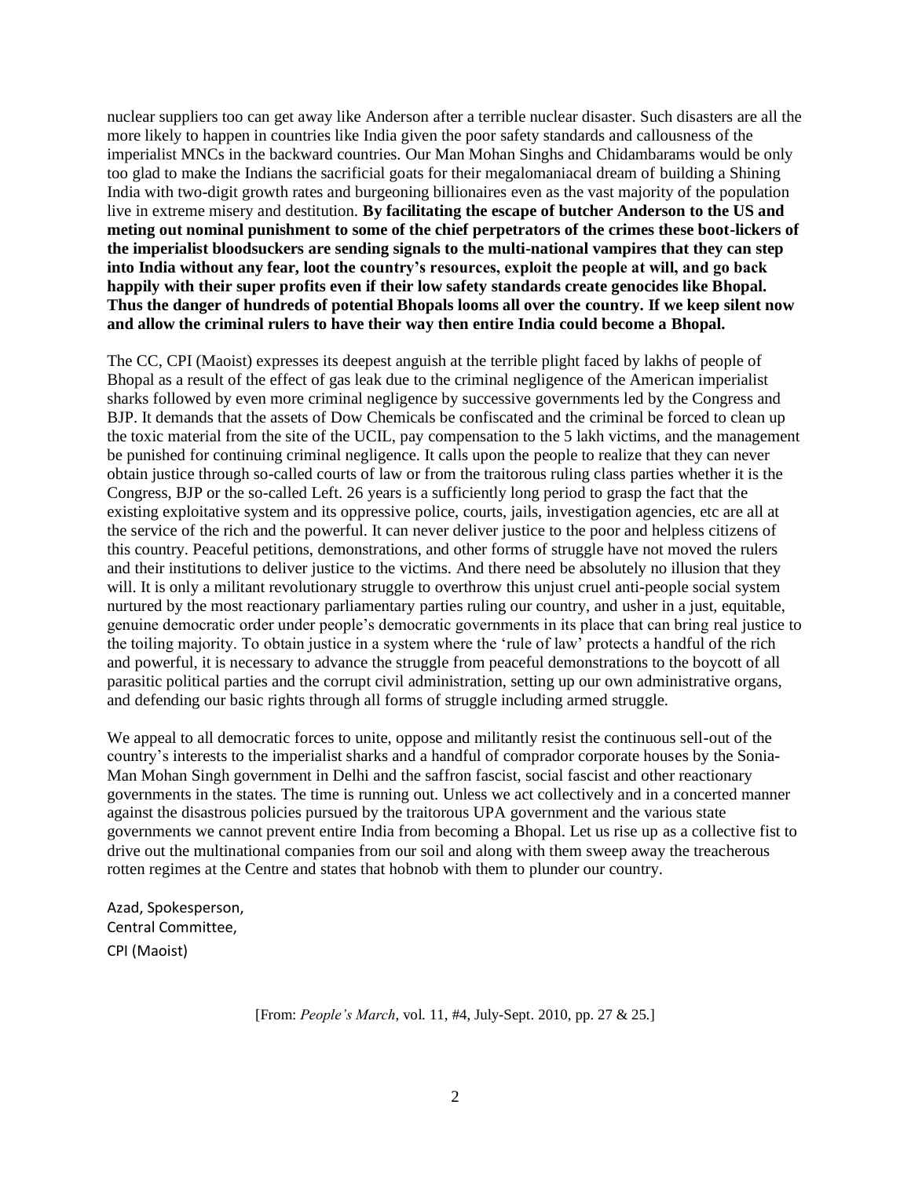nuclear suppliers too can get away like Anderson after a terrible nuclear disaster. Such disasters are all the more likely to happen in countries like India given the poor safety standards and callousness of the imperialist MNCs in the backward countries. Our Man Mohan Singhs and Chidambarams would be only too glad to make the Indians the sacrificial goats for their megalomaniacal dream of building a Shining India with two-digit growth rates and burgeoning billionaires even as the vast majority of the population live in extreme misery and destitution. **By facilitating the escape of butcher Anderson to the US and meting out nominal punishment to some of the chief perpetrators of the crimes these boot-lickers of the imperialist bloodsuckers are sending signals to the multi-national vampires that they can step into India without any fear, loot the country's resources, exploit the people at will, and go back happily with their super profits even if their low safety standards create genocides like Bhopal. Thus the danger of hundreds of potential Bhopals looms all over the country. If we keep silent now and allow the criminal rulers to have their way then entire India could become a Bhopal.**

The CC, CPI (Maoist) expresses its deepest anguish at the terrible plight faced by lakhs of people of Bhopal as a result of the effect of gas leak due to the criminal negligence of the American imperialist sharks followed by even more criminal negligence by successive governments led by the Congress and BJP. It demands that the assets of Dow Chemicals be confiscated and the criminal be forced to clean up the toxic material from the site of the UCIL, pay compensation to the 5 lakh victims, and the management be punished for continuing criminal negligence. It calls upon the people to realize that they can never obtain justice through so-called courts of law or from the traitorous ruling class parties whether it is the Congress, BJP or the so-called Left. 26 years is a sufficiently long period to grasp the fact that the existing exploitative system and its oppressive police, courts, jails, investigation agencies, etc are all at the service of the rich and the powerful. It can never deliver justice to the poor and helpless citizens of this country. Peaceful petitions, demonstrations, and other forms of struggle have not moved the rulers and their institutions to deliver justice to the victims. And there need be absolutely no illusion that they will. It is only a militant revolutionary struggle to overthrow this unjust cruel anti-people social system nurtured by the most reactionary parliamentary parties ruling our country, and usher in a just, equitable, genuine democratic order under people's democratic governments in its place that can bring real justice to the toiling majority. To obtain justice in a system where the 'rule of law' protects a handful of the rich and powerful, it is necessary to advance the struggle from peaceful demonstrations to the boycott of all parasitic political parties and the corrupt civil administration, setting up our own administrative organs, and defending our basic rights through all forms of struggle including armed struggle.

We appeal to all democratic forces to unite, oppose and militantly resist the continuous sell-out of the country's interests to the imperialist sharks and a handful of comprador corporate houses by the Sonia-Man Mohan Singh government in Delhi and the saffron fascist, social fascist and other reactionary governments in the states. The time is running out. Unless we act collectively and in a concerted manner against the disastrous policies pursued by the traitorous UPA government and the various state governments we cannot prevent entire India from becoming a Bhopal. Let us rise up as a collective fist to drive out the multinational companies from our soil and along with them sweep away the treacherous rotten regimes at the Centre and states that hobnob with them to plunder our country.

Azad, Spokesperson,
Central Committee,
CPI (Maoist)

[From: *People's March*, vol. 11, #4, July-Sept. 2010, pp. 27 & 25.]